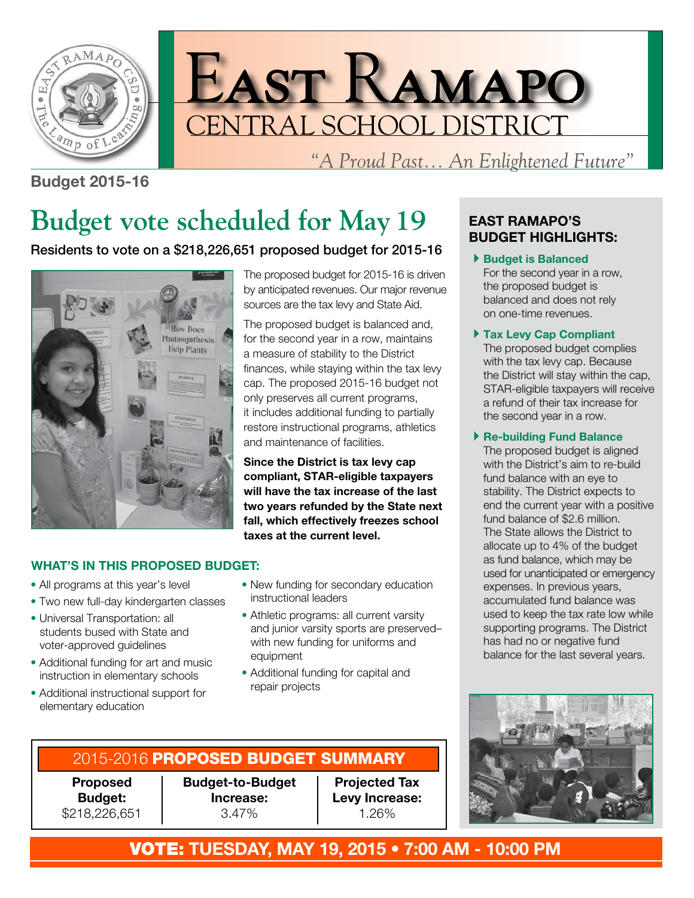# East Ramapo

## Central School District

*"A Proud Past… An Enlightened Future"*

**Budget 2015-16**

# Budget vote scheduled for May 19

**Residents to vote on a $218,226,651 proposed budget for 2015-16**

The proposed budget for 2015-16 is driven by anticipated revenues. Our major revenue sources are the tax levy and State Aid.

The proposed budget is balanced and, for the second year in a row, maintains a measure of stability to the District finances, while staying within the tax levy cap. The proposed 2015-16 budget not only preserves all current programs, it includes additional funding to partially restore instructional programs, athletics and maintenance of facilities.

**Since the District is tax levy cap compliant, STAR-eligible taxpayers will have the tax increase of the last two years refunded by the State next fall, which effectively freezes school taxes at the current level.**

### WHAT'S IN THIS PROPOSED BUDGET:

- All programs at this year's level
- Two new full-day kindergarten classes
- Universal Transportation: all students bused with State and voter-approved guidelines
- Additional funding for art and music instruction in elementary schools
- Additional instructional support for elementary education
- New funding for secondary education instructional leaders
- Athletic programs: all current varsity and junior varsity sports are preserved–with new funding for uniforms and equipment
- Additional funding for capital and repair projects

### 2015-2016 PROPOSED BUDGET SUMMARY

| Proposed Budget: | Budget-to-Budget Increase: | Projected Tax Levy Increase: |
|---|---|---|
| $218,226,651 | 3.47% | 1.26% |

### EAST RAMAPO'S BUDGET HIGHLIGHTS:

**Budget is Balanced**
For the second year in a row, the proposed budget is balanced and does not rely on one-time revenues.

**Tax Levy Cap Compliant**
The proposed budget complies with the tax levy cap. Because the District will stay within the cap, STAR-eligible taxpayers will receive a refund of their tax increase for the second year in a row.

**Re-building Fund Balance**
The proposed budget is aligned with the District's aim to re-build fund balance with an eye to stability. The District expects to end the current year with a positive fund balance of $2.6 million. The State allows the District to allocate up to 4% of the budget as fund balance, which may be used for unanticipated or emergency expenses. In previous years, accumulated fund balance was used to keep the tax rate low while supporting programs. The District has had no or negative fund balance for the last several years.

**VOTE: TUESDAY, MAY 19, 2015 • 7:00 AM - 10:00 PM**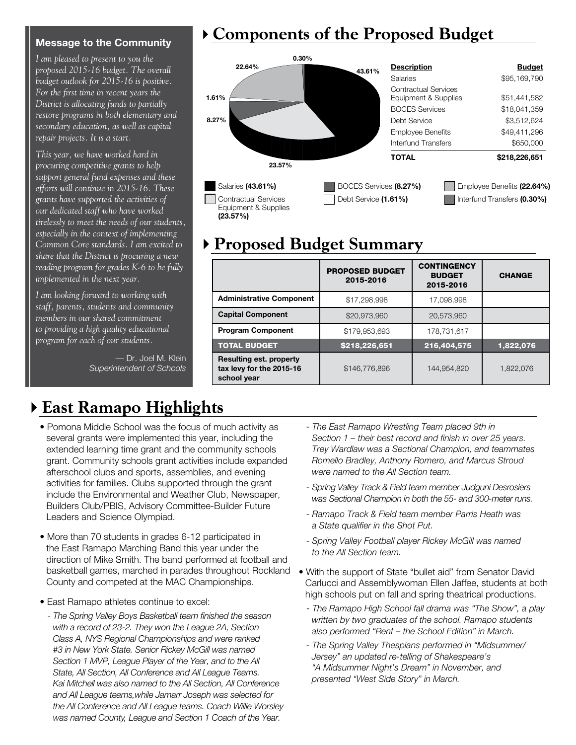### Message to the Community

*I am pleased to present to you the proposed 2015-16 budget. The overall budget outlook for 2015-16 is positive. For the first time in recent years the District is allocating funds to partially restore programs in both elementary and secondary education, as well as capital repair projects. It is a start.*

*This year, we have worked hard in procuring competitive grants to help support general fund expenses and these efforts will continue in 2015-16. These grants have supported the activities of our dedicated staff who have worked tirelessly to meet the needs of our students, especially in the context of implementing Common Core standards. I am excited to share that the District is procuring a new reading program for grades K-6 to be fully implemented in the next year.*

*I am looking forward to working with staff, parents, students and community members in our shared commitment to providing a high quality educational program for each of our students.*

— Dr. Joel M. Klein
*Superintendent of Schools*

# Components of the Proposed Budget

| Description | Budget |
|---|---|
| Salaries | $95,169,790 |
| Contractual Services Equipment & Supplies | $51,441,582 |
| BOCES Services | $18,041,359 |
| Debt Service | $3,512,624 |
| Employee Benefits | $49,411,296 |
| Interfund Transfers | $650,000 |
| **TOTAL** | **$218,226,651** |

Salaries **(43.61%)** | Contractual Services Equipment & Supplies **(23.57%)** | BOCES Services **(8.27%)** | Debt Service **(1.61%)** | Employee Benefits **(22.64%)** | Interfund Transfers **(0.30%)**

# Proposed Budget Summary

| | PROPOSED BUDGET 2015-2016 | CONTINGENCY BUDGET 2015-2016 | CHANGE |
|---|---|---|---|
| **Administrative Component** | $17,298,998 | 17,098,998 | |
| **Capital Component** | $20,973,960 | 20,573,960 | |
| **Program Component** | $179,953,693 | 178,731,617 | |
| **TOTAL BUDGET** | **$218,226,651** | **216,404,575** | **1,822,076** |
| **Resulting est. property tax levy for the 2015-16 school year** | $146,776,896 | 144,954,820 | 1,822,076 |

# East Ramapo Highlights

- Pomona Middle School was the focus of much activity as several grants were implemented this year, including the extended learning time grant and the community schools grant. Community schools grant activities include expanded afterschool clubs and sports, assemblies, and evening activities for families. Clubs supported through the grant include the Environmental and Weather Club, Newspaper, Builders Club/PBIS, Advisory Committee-Builder Future Leaders and Science Olympiad.
- More than 70 students in grades 6-12 participated in the East Ramapo Marching Band this year under the direction of Mike Smith. The band performed at football and basketball games, marched in parades throughout Rockland County and competed at the MAC Championships.
- East Ramapo athletes continue to excel:
  - *The Spring Valley Boys Basketball team finished the season with a record of 23-2. They won the League 2A, Section Class A, NYS Regional Championships and were ranked #3 in New York State. Senior Rickey McGill was named Section 1 MVP, League Player of the Year, and to the All State, All Section, All Conference and All League Teams. Kai Mitchell was also named to the All Section, All Conference and All League teams,while Jamarr Joseph was selected for the All Conference and All League teams. Coach Willie Worsley was named County, League and Section 1 Coach of the Year.*
  - *The East Ramapo Wrestling Team placed 9th in Section 1 – their best record and finish in over 25 years. Trey Wardlaw was a Sectional Champion, and teammates Romello Bradley, Anthony Romero, and Marcus Stroud were named to the All Section team.*
  - *Spring Valley Track & Field team member Judguni Desrosiers was Sectional Champion in both the 55- and 300-meter runs.*
  - *Ramapo Track & Field team member Parris Heath was a State qualifier in the Shot Put.*
  - *Spring Valley Football player Rickey McGill was named to the All Section team.*
- With the support of State "bullet aid" from Senator David Carlucci and Assemblywoman Ellen Jaffee, students at both high schools put on fall and spring theatrical productions.
  - *The Ramapo High School fall drama was "The Show", a play written by two graduates of the school. Ramapo students also performed "Rent – the School Edition" in March.*
  - *The Spring Valley Thespians performed in "Midsummer/Jersey" an updated re-telling of Shakespeare's "A Midsummer Night's Dream" in November, and presented "West Side Story" in March.*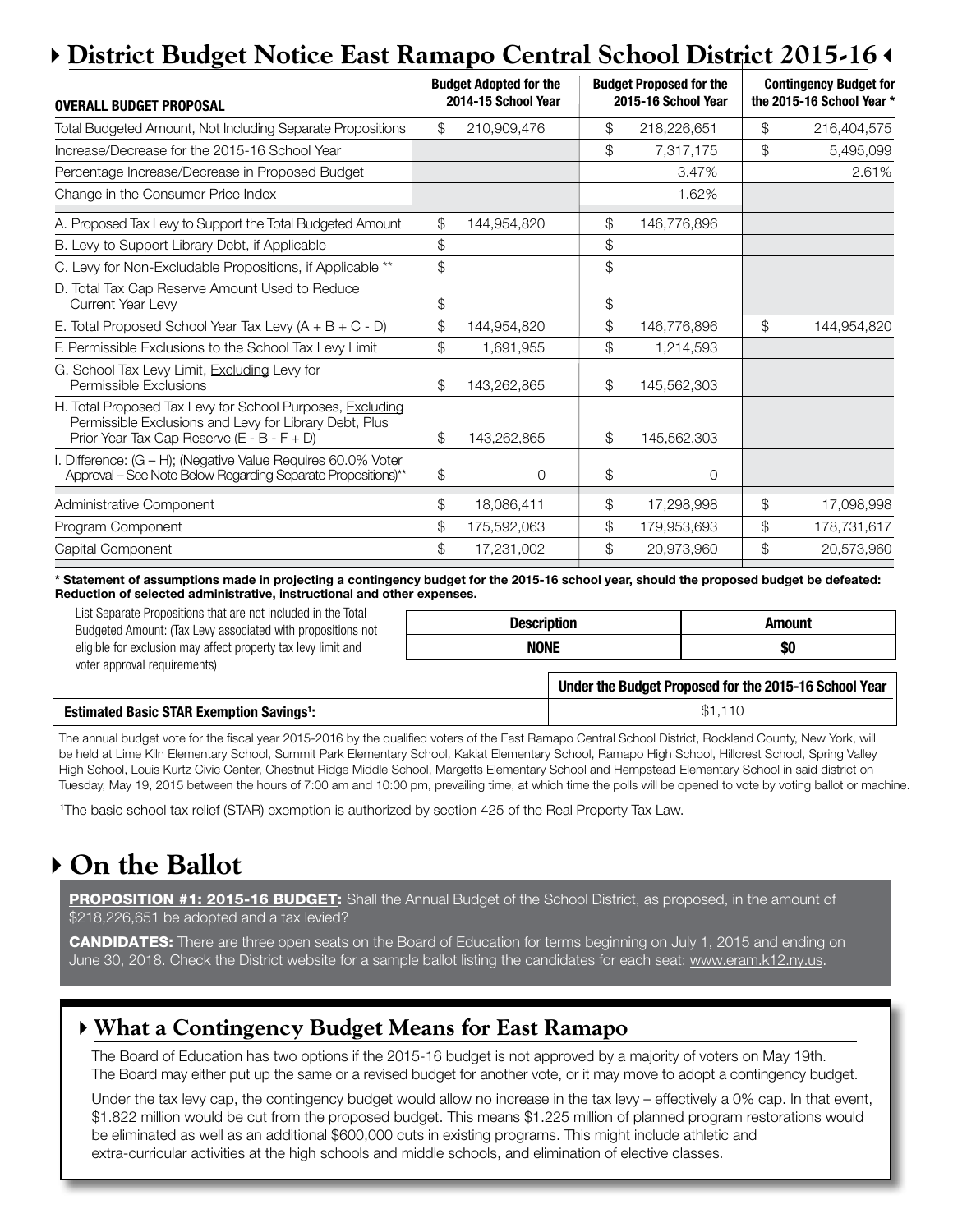# District Budget Notice East Ramapo Central School District 2015-16

| OVERALL BUDGET PROPOSAL | Budget Adopted for the 2014-15 School Year | Budget Proposed for the 2015-16 School Year | Contingency Budget for the 2015-16 School Year * |
|---|---|---|---|
| Total Budgeted Amount, Not Including Separate Propositions | $ 210,909,476 | $ 218,226,651 | $ 216,404,575 |
| Increase/Decrease for the 2015-16 School Year | | $ 7,317,175 | $ 5,495,099 |
| Percentage Increase/Decrease in Proposed Budget | | 3.47% | 2.61% |
| Change in the Consumer Price Index | | 1.62% | |
| A. Proposed Tax Levy to Support the Total Budgeted Amount | $ 144,954,820 | $ 146,776,896 | |
| B. Levy to Support Library Debt, if Applicable | $ | $ | |
| C. Levy for Non-Excludable Propositions, if Applicable ** | $ | $ | |
| D. Total Tax Cap Reserve Amount Used to Reduce Current Year Levy | $ | $ | |
| E. Total Proposed School Year Tax Levy (A + B + C - D) | $ 144,954,820 | $ 146,776,896 | $ 144,954,820 |
| F. Permissible Exclusions to the School Tax Levy Limit | $ 1,691,955 | $ 1,214,593 | |
| G. School Tax Levy Limit, Excluding Levy for Permissible Exclusions | $ 143,262,865 | $ 145,562,303 | |
| H. Total Proposed Tax Levy for School Purposes, Excluding Permissible Exclusions and Levy for Library Debt, Plus Prior Year Tax Cap Reserve (E - B - F + D) | $ 143,262,865 | $ 145,562,303 | |
| I. Difference: (G – H); (Negative Value Requires 60.0% Voter Approval – See Note Below Regarding Separate Propositions)** | $ 0 | $ 0 | |
| Administrative Component | $ 18,086,411 | $ 17,298,998 | $ 17,098,998 |
| Program Component | $ 175,592,063 | $ 179,953,693 | $ 178,731,617 |
| Capital Component | $ 17,231,002 | $ 20,973,960 | $ 20,573,960 |

**\* Statement of assumptions made in projecting a contingency budget for the 2015-16 school year, should the proposed budget be defeated: Reduction of selected administrative, instructional and other expenses.**

List Separate Propositions that are not included in the Total Budgeted Amount: (Tax Levy associated with propositions not eligible for exclusion may affect property tax levy limit and voter approval requirements)

| Description | Amount |
|---|---|
| NONE | $0 |

| | Under the Budget Proposed for the 2015-16 School Year |
|---|---|
| **Estimated Basic STAR Exemption Savings[1]:** | $1,110 |

The annual budget vote for the fiscal year 2015-2016 by the qualified voters of the East Ramapo Central School District, Rockland County, New York, will be held at Lime Kiln Elementary School, Summit Park Elementary School, Kakiat Elementary School, Ramapo High School, Hillcrest School, Spring Valley High School, Louis Kurtz Civic Center, Chestnut Ridge Middle School, Margetts Elementary School and Hempstead Elementary School in said district on Tuesday, May 19, 2015 between the hours of 7:00 am and 10:00 pm, prevailing time, at which time the polls will be opened to vote by voting ballot or machine.

[1]The basic school tax relief (STAR) exemption is authorized by section 425 of the Real Property Tax Law.

# On the Ballot

**PROPOSITION #1: 2015-16 BUDGET:** Shall the Annual Budget of the School District, as proposed, in the amount of $218,226,651 be adopted and a tax levied?

**CANDIDATES:** There are three open seats on the Board of Education for terms beginning on July 1, 2015 and ending on June 30, 2018. Check the District website for a sample ballot listing the candidates for each seat: www.eram.k12.ny.us.

## What a Contingency Budget Means for East Ramapo

The Board of Education has two options if the 2015-16 budget is not approved by a majority of voters on May 19th. The Board may either put up the same or a revised budget for another vote, or it may move to adopt a contingency budget.

Under the tax levy cap, the contingency budget would allow no increase in the tax levy – effectively a 0% cap. In that event, $1.822 million would be cut from the proposed budget. This means $1.225 million of planned program restorations would be eliminated as well as an additional $600,000 cuts in existing programs. This might include athletic and extra-curricular activities at the high schools and middle schools, and elimination of elective classes.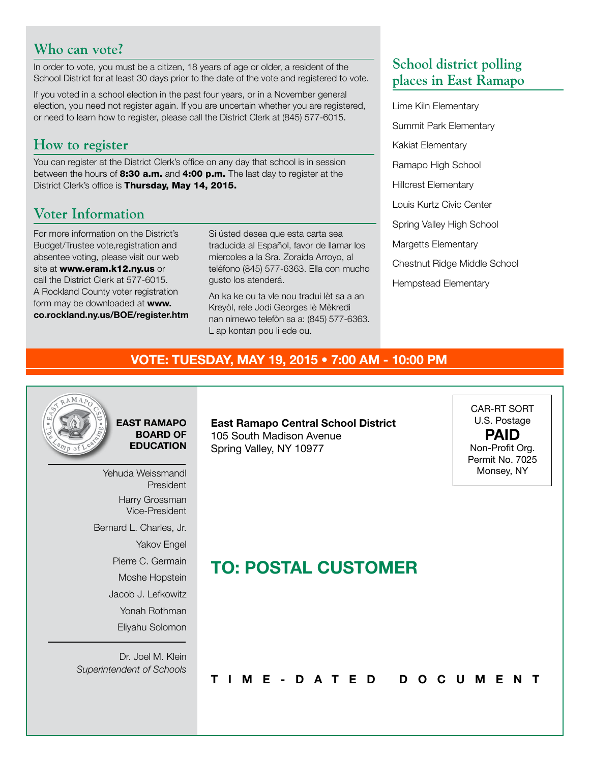## Who can vote?

In order to vote, you must be a citizen, 18 years of age or older, a resident of the School District for at least 30 days prior to the date of the vote and registered to vote.

If you voted in a school election in the past four years, or in a November general election, you need not register again. If you are uncertain whether you are registered, or need to learn how to register, please call the District Clerk at (845) 577-6015.

## How to register

You can register at the District Clerk's office on any day that school is in session between the hours of **8:30 a.m.** and **4:00 p.m.** The last day to register at the District Clerk's office is **Thursday, May 14, 2015.**

## Voter Information

For more information on the District's Budget/Trustee vote,registration and absentee voting, please visit our web site at **www.eram.k12.ny.us** or call the District Clerk at 577-6015. A Rockland County voter registration form may be downloaded at **www.co.rockland.ny.us/BOE/register.htm**

Si ústed desea que esta carta sea traducida al Español, favor de llamar los miercoles a la Sra. Zoraida Arroyo, al teléfono (845) 577-6363. Ella con mucho gusto los atenderá.

An ka ke ou ta vle nou tradui lèt sa a an Kreyòl, rele Jodi Georges lè Mèkredi nan nimewo telefòn sa a: (845) 577-6363. L ap kontan pou li ede ou.

## School district polling places in East Ramapo

- Lime Kiln Elementary
- Summit Park Elementary
- Kakiat Elementary
- Ramapo High School
- Hillcrest Elementary
- Louis Kurtz Civic Center
- Spring Valley High School
- Margetts Elementary
- Chestnut Ridge Middle School
- Hempstead Elementary

**VOTE: TUESDAY, MAY 19, 2015 • 7:00 AM - 10:00 PM**

**EAST RAMAPO BOARD OF EDUCATION**

Yehuda Weissmandl
President

Harry Grossman
Vice-President

Bernard L. Charles, Jr.

Yakov Engel

Pierre C. Germain

Moshe Hopstein

Jacob J. Lefkowitz

Yonah Rothman

Eliyahu Solomon

Dr. Joel M. Klein
*Superintendent of Schools*

**East Ramapo Central School District**
105 South Madison Avenue
Spring Valley, NY 10977

CAR-RT SORT
U.S. Postage
**PAID**
Non-Profit Org.
Permit No. 7025
Monsey, NY

**TO: POSTAL CUSTOMER**

**TIME-DATED DOCUMENT**